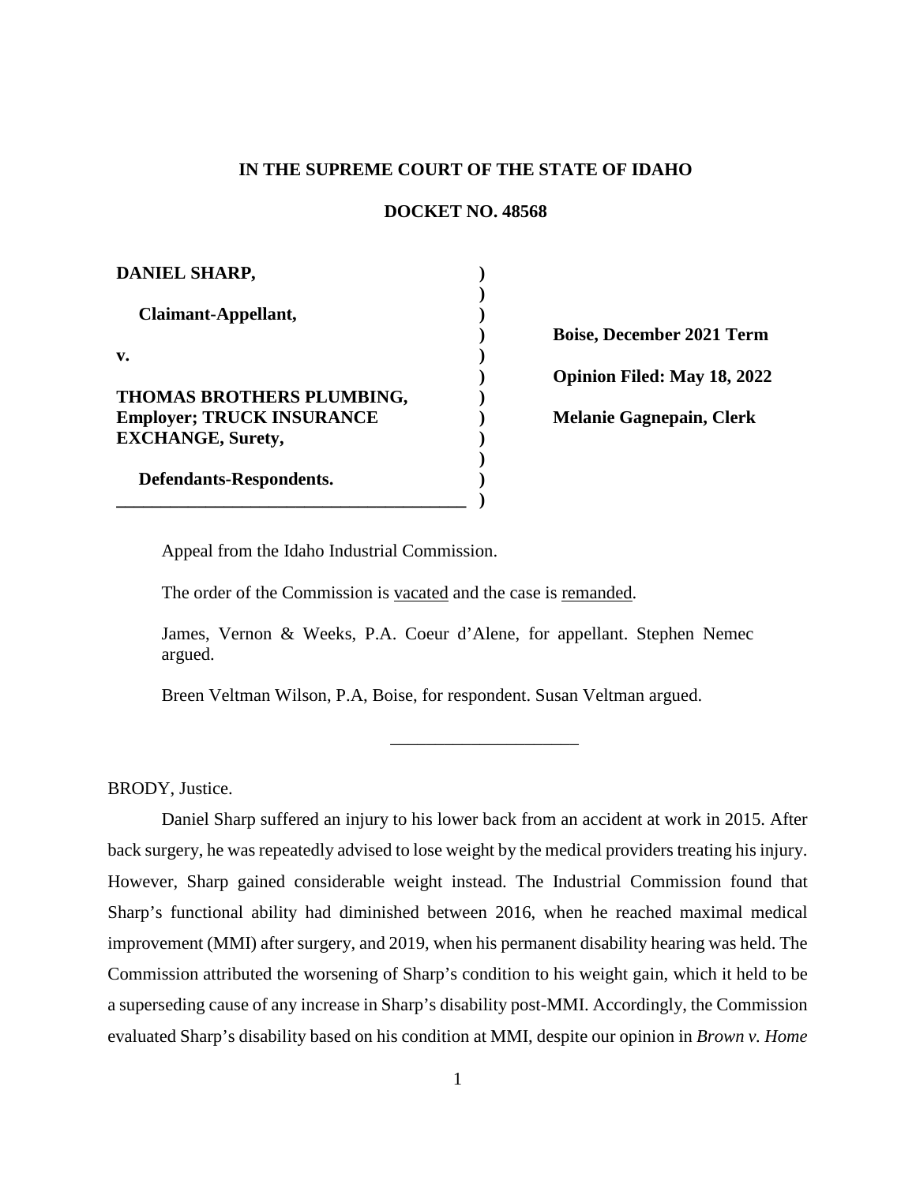**IN THE SUPREME COURT OF THE STATE OF IDAHO**

**DOCKET NO. 48568**

| | |
|---|---|
| **DANIEL SHARP,**<br><br>**Claimant-Appellant,**<br><br>**v.**<br><br>**THOMAS BROTHERS PLUMBING, Employer; TRUCK INSURANCE EXCHANGE, Surety,**<br><br>**Defendants-Respondents.** | **Boise, December 2021 Term**<br><br>**Opinion Filed: May 18, 2022**<br><br>**Melanie Gagnepain, Clerk** |

Appeal from the Idaho Industrial Commission.

The order of the Commission is vacated and the case is remanded.

James, Vernon & Weeks, P.A. Coeur d'Alene, for appellant. Stephen Nemec argued.

Breen Veltman Wilson, P.A, Boise, for respondent. Susan Veltman argued.

---

BRODY, Justice.

Daniel Sharp suffered an injury to his lower back from an accident at work in 2015. After back surgery, he was repeatedly advised to lose weight by the medical providers treating his injury. However, Sharp gained considerable weight instead. The Industrial Commission found that Sharp's functional ability had diminished between 2016, when he reached maximal medical improvement (MMI) after surgery, and 2019, when his permanent disability hearing was held. The Commission attributed the worsening of Sharp's condition to his weight gain, which it held to be a superseding cause of any increase in Sharp's disability post-MMI. Accordingly, the Commission evaluated Sharp's disability based on his condition at MMI, despite our opinion in *Brown v. Home*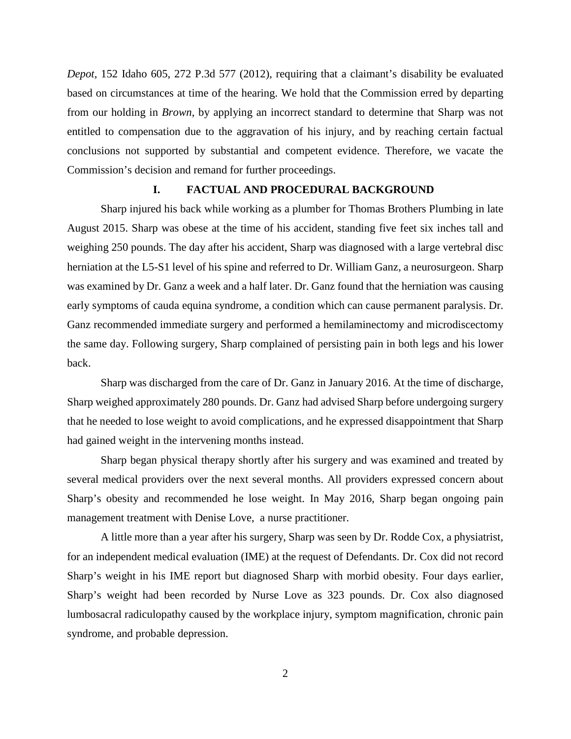*Depot*, 152 Idaho 605, 272 P.3d 577 (2012), requiring that a claimant's disability be evaluated based on circumstances at time of the hearing. We hold that the Commission erred by departing from our holding in *Brown*, by applying an incorrect standard to determine that Sharp was not entitled to compensation due to the aggravation of his injury, and by reaching certain factual conclusions not supported by substantial and competent evidence. Therefore, we vacate the Commission's decision and remand for further proceedings.

## I. FACTUAL AND PROCEDURAL BACKGROUND

Sharp injured his back while working as a plumber for Thomas Brothers Plumbing in late August 2015. Sharp was obese at the time of his accident, standing five feet six inches tall and weighing 250 pounds. The day after his accident, Sharp was diagnosed with a large vertebral disc herniation at the L5-S1 level of his spine and referred to Dr. William Ganz, a neurosurgeon. Sharp was examined by Dr. Ganz a week and a half later. Dr. Ganz found that the herniation was causing early symptoms of cauda equina syndrome, a condition which can cause permanent paralysis. Dr. Ganz recommended immediate surgery and performed a hemilaminectomy and microdiscectomy the same day. Following surgery, Sharp complained of persisting pain in both legs and his lower back.

Sharp was discharged from the care of Dr. Ganz in January 2016. At the time of discharge, Sharp weighed approximately 280 pounds. Dr. Ganz had advised Sharp before undergoing surgery that he needed to lose weight to avoid complications, and he expressed disappointment that Sharp had gained weight in the intervening months instead.

Sharp began physical therapy shortly after his surgery and was examined and treated by several medical providers over the next several months. All providers expressed concern about Sharp's obesity and recommended he lose weight. In May 2016, Sharp began ongoing pain management treatment with Denise Love, a nurse practitioner.

A little more than a year after his surgery, Sharp was seen by Dr. Rodde Cox, a physiatrist, for an independent medical evaluation (IME) at the request of Defendants. Dr. Cox did not record Sharp's weight in his IME report but diagnosed Sharp with morbid obesity. Four days earlier, Sharp's weight had been recorded by Nurse Love as 323 pounds. Dr. Cox also diagnosed lumbosacral radiculopathy caused by the workplace injury, symptom magnification, chronic pain syndrome, and probable depression.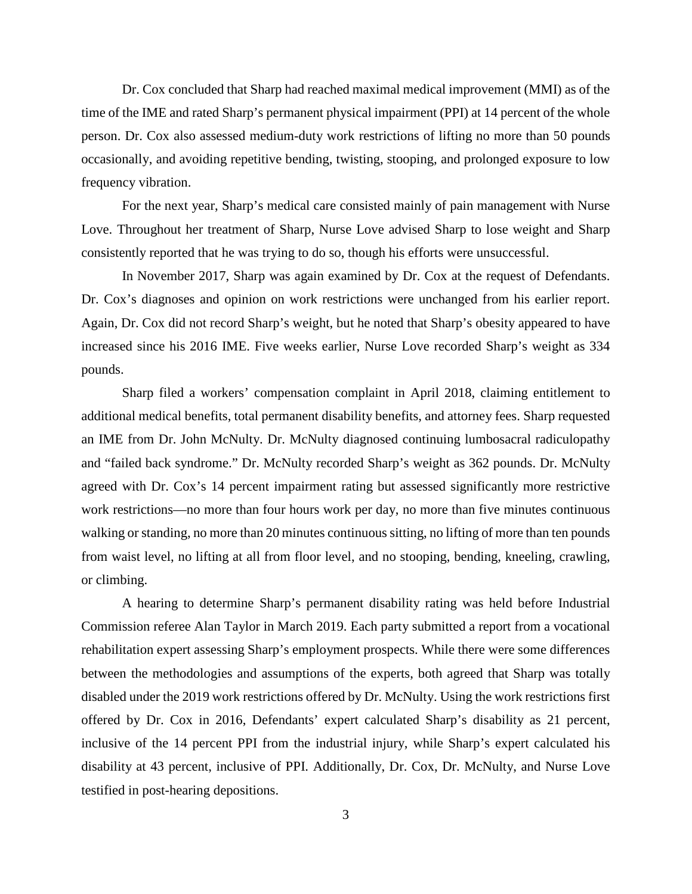Dr. Cox concluded that Sharp had reached maximal medical improvement (MMI) as of the time of the IME and rated Sharp's permanent physical impairment (PPI) at 14 percent of the whole person. Dr. Cox also assessed medium-duty work restrictions of lifting no more than 50 pounds occasionally, and avoiding repetitive bending, twisting, stooping, and prolonged exposure to low frequency vibration.

For the next year, Sharp's medical care consisted mainly of pain management with Nurse Love. Throughout her treatment of Sharp, Nurse Love advised Sharp to lose weight and Sharp consistently reported that he was trying to do so, though his efforts were unsuccessful.

In November 2017, Sharp was again examined by Dr. Cox at the request of Defendants. Dr. Cox's diagnoses and opinion on work restrictions were unchanged from his earlier report. Again, Dr. Cox did not record Sharp's weight, but he noted that Sharp's obesity appeared to have increased since his 2016 IME. Five weeks earlier, Nurse Love recorded Sharp's weight as 334 pounds.

Sharp filed a workers' compensation complaint in April 2018, claiming entitlement to additional medical benefits, total permanent disability benefits, and attorney fees. Sharp requested an IME from Dr. John McNulty. Dr. McNulty diagnosed continuing lumbosacral radiculopathy and "failed back syndrome." Dr. McNulty recorded Sharp's weight as 362 pounds. Dr. McNulty agreed with Dr. Cox's 14 percent impairment rating but assessed significantly more restrictive work restrictions—no more than four hours work per day, no more than five minutes continuous walking or standing, no more than 20 minutes continuous sitting, no lifting of more than ten pounds from waist level, no lifting at all from floor level, and no stooping, bending, kneeling, crawling, or climbing.

A hearing to determine Sharp's permanent disability rating was held before Industrial Commission referee Alan Taylor in March 2019. Each party submitted a report from a vocational rehabilitation expert assessing Sharp's employment prospects. While there were some differences between the methodologies and assumptions of the experts, both agreed that Sharp was totally disabled under the 2019 work restrictions offered by Dr. McNulty. Using the work restrictions first offered by Dr. Cox in 2016, Defendants' expert calculated Sharp's disability as 21 percent, inclusive of the 14 percent PPI from the industrial injury, while Sharp's expert calculated his disability at 43 percent, inclusive of PPI. Additionally, Dr. Cox, Dr. McNulty, and Nurse Love testified in post-hearing depositions.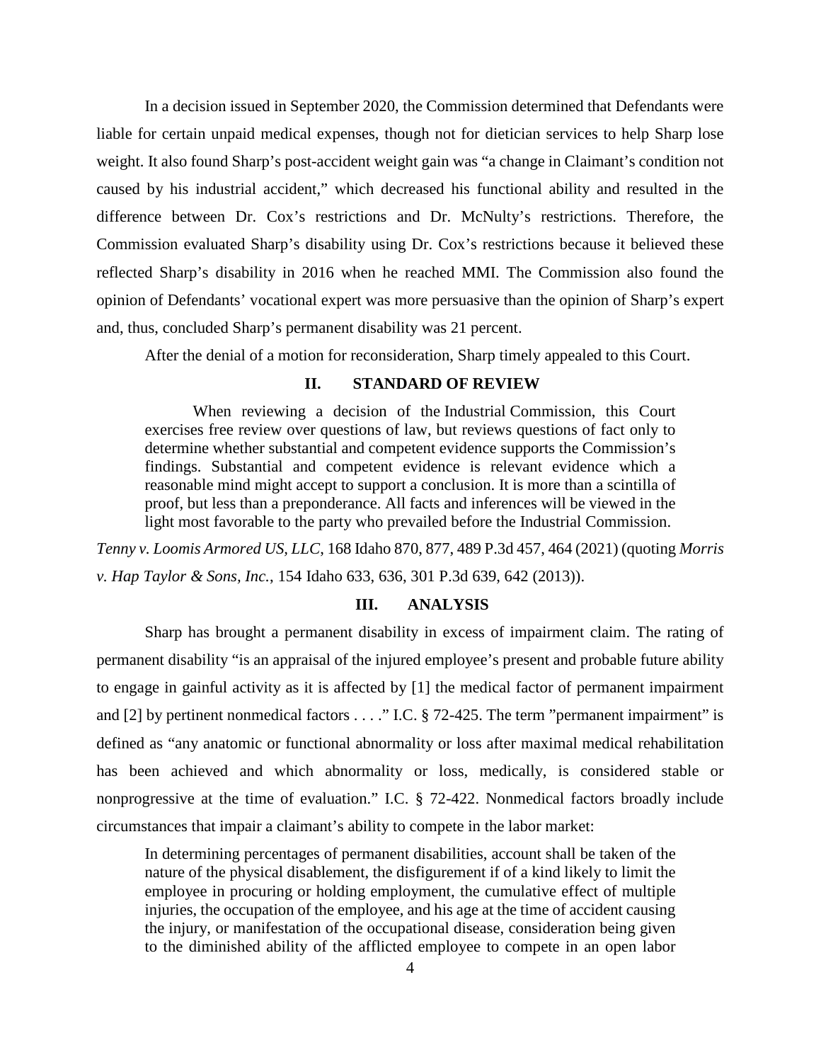In a decision issued in September 2020, the Commission determined that Defendants were liable for certain unpaid medical expenses, though not for dietician services to help Sharp lose weight. It also found Sharp's post-accident weight gain was "a change in Claimant's condition not caused by his industrial accident," which decreased his functional ability and resulted in the difference between Dr. Cox's restrictions and Dr. McNulty's restrictions. Therefore, the Commission evaluated Sharp's disability using Dr. Cox's restrictions because it believed these reflected Sharp's disability in 2016 when he reached MMI. The Commission also found the opinion of Defendants' vocational expert was more persuasive than the opinion of Sharp's expert and, thus, concluded Sharp's permanent disability was 21 percent.

After the denial of a motion for reconsideration, Sharp timely appealed to this Court.

## II. STANDARD OF REVIEW

> When reviewing a decision of the Industrial Commission, this Court exercises free review over questions of law, but reviews questions of fact only to determine whether substantial and competent evidence supports the Commission's findings. Substantial and competent evidence is relevant evidence which a reasonable mind might accept to support a conclusion. It is more than a scintilla of proof, but less than a preponderance. All facts and inferences will be viewed in the light most favorable to the party who prevailed before the Industrial Commission.

*Tenny v. Loomis Armored US, LLC*, 168 Idaho 870, 877, 489 P.3d 457, 464 (2021) (quoting *Morris v. Hap Taylor & Sons, Inc.*, 154 Idaho 633, 636, 301 P.3d 639, 642 (2013)).

## III. ANALYSIS

Sharp has brought a permanent disability in excess of impairment claim. The rating of permanent disability "is an appraisal of the injured employee's present and probable future ability to engage in gainful activity as it is affected by [1] the medical factor of permanent impairment and [2] by pertinent nonmedical factors . . . ." I.C. § 72-425. The term "permanent impairment" is defined as "any anatomic or functional abnormality or loss after maximal medical rehabilitation has been achieved and which abnormality or loss, medically, is considered stable or nonprogressive at the time of evaluation." I.C. § 72-422. Nonmedical factors broadly include circumstances that impair a claimant's ability to compete in the labor market:

> In determining percentages of permanent disabilities, account shall be taken of the nature of the physical disablement, the disfigurement if of a kind likely to limit the employee in procuring or holding employment, the cumulative effect of multiple injuries, the occupation of the employee, and his age at the time of accident causing the injury, or manifestation of the occupational disease, consideration being given to the diminished ability of the afflicted employee to compete in an open labor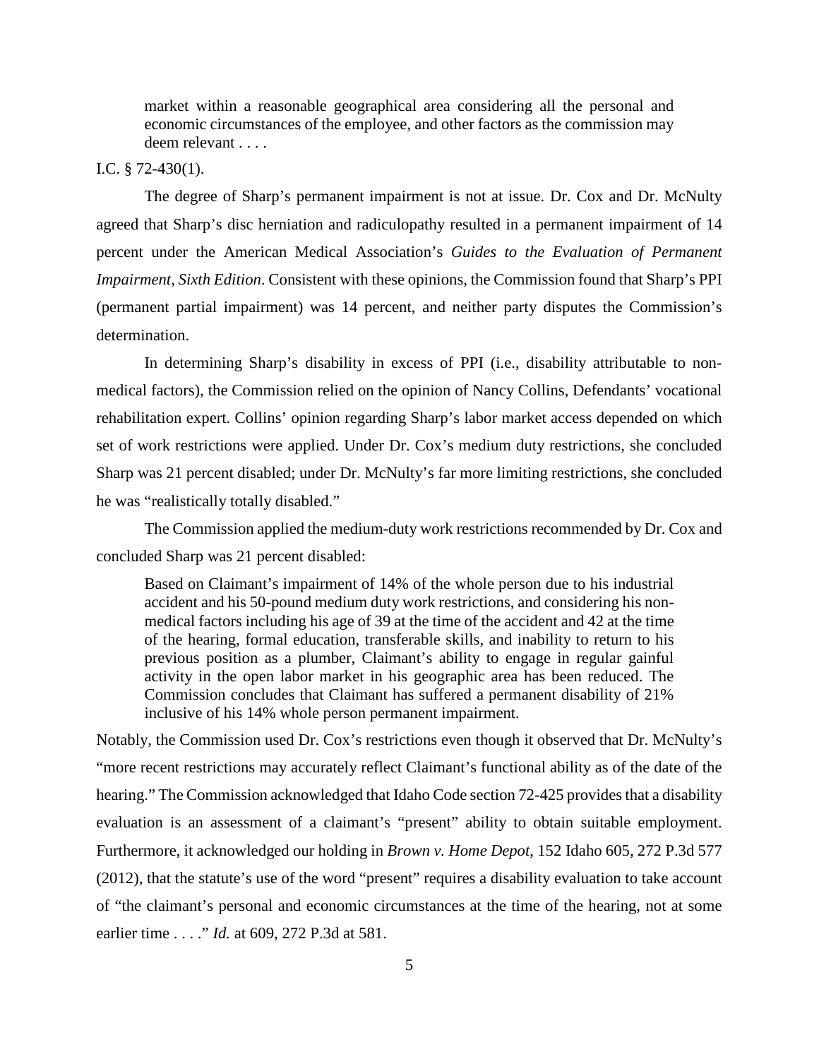> market within a reasonable geographical area considering all the personal and economic circumstances of the employee, and other factors as the commission may deem relevant . . . .

I.C. § 72-430(1).

The degree of Sharp's permanent impairment is not at issue. Dr. Cox and Dr. McNulty agreed that Sharp's disc herniation and radiculopathy resulted in a permanent impairment of 14 percent under the American Medical Association's *Guides to the Evaluation of Permanent Impairment, Sixth Edition*. Consistent with these opinions, the Commission found that Sharp's PPI (permanent partial impairment) was 14 percent, and neither party disputes the Commission's determination.

In determining Sharp's disability in excess of PPI (i.e., disability attributable to non-medical factors), the Commission relied on the opinion of Nancy Collins, Defendants' vocational rehabilitation expert. Collins' opinion regarding Sharp's labor market access depended on which set of work restrictions were applied. Under Dr. Cox's medium duty restrictions, she concluded Sharp was 21 percent disabled; under Dr. McNulty's far more limiting restrictions, she concluded he was "realistically totally disabled."

The Commission applied the medium-duty work restrictions recommended by Dr. Cox and concluded Sharp was 21 percent disabled:

> Based on Claimant's impairment of 14% of the whole person due to his industrial accident and his 50-pound medium duty work restrictions, and considering his non-medical factors including his age of 39 at the time of the accident and 42 at the time of the hearing, formal education, transferable skills, and inability to return to his previous position as a plumber, Claimant's ability to engage in regular gainful activity in the open labor market in his geographic area has been reduced. The Commission concludes that Claimant has suffered a permanent disability of 21% inclusive of his 14% whole person permanent impairment.

Notably, the Commission used Dr. Cox's restrictions even though it observed that Dr. McNulty's "more recent restrictions may accurately reflect Claimant's functional ability as of the date of the hearing." The Commission acknowledged that Idaho Code section 72-425 provides that a disability evaluation is an assessment of a claimant's "present" ability to obtain suitable employment. Furthermore, it acknowledged our holding in *Brown v. Home Depot*, 152 Idaho 605, 272 P.3d 577 (2012), that the statute's use of the word "present" requires a disability evaluation to take account of "the claimant's personal and economic circumstances at the time of the hearing, not at some earlier time . . . ." *Id.* at 609, 272 P.3d at 581.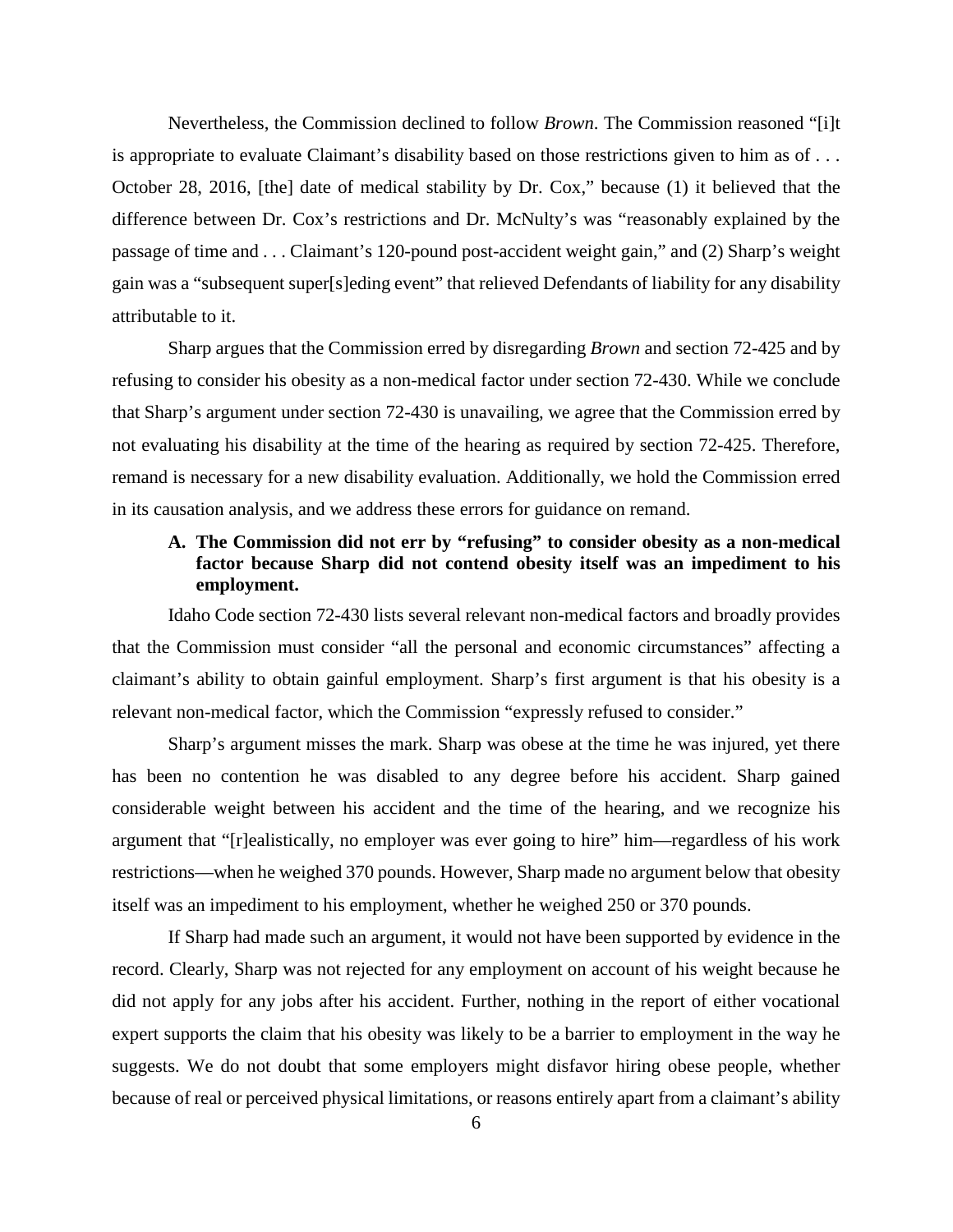Nevertheless, the Commission declined to follow *Brown*. The Commission reasoned "[i]t is appropriate to evaluate Claimant's disability based on those restrictions given to him as of . . . October 28, 2016, [the] date of medical stability by Dr. Cox," because (1) it believed that the difference between Dr. Cox's restrictions and Dr. McNulty's was "reasonably explained by the passage of time and . . . Claimant's 120-pound post-accident weight gain," and (2) Sharp's weight gain was a "subsequent super[s]eding event" that relieved Defendants of liability for any disability attributable to it.

Sharp argues that the Commission erred by disregarding *Brown* and section 72-425 and by refusing to consider his obesity as a non-medical factor under section 72-430. While we conclude that Sharp's argument under section 72-430 is unavailing, we agree that the Commission erred by not evaluating his disability at the time of the hearing as required by section 72-425. Therefore, remand is necessary for a new disability evaluation. Additionally, we hold the Commission erred in its causation analysis, and we address these errors for guidance on remand.

### A. The Commission did not err by "refusing" to consider obesity as a non-medical factor because Sharp did not contend obesity itself was an impediment to his employment.

Idaho Code section 72-430 lists several relevant non-medical factors and broadly provides that the Commission must consider "all the personal and economic circumstances" affecting a claimant's ability to obtain gainful employment. Sharp's first argument is that his obesity is a relevant non-medical factor, which the Commission "expressly refused to consider."

Sharp's argument misses the mark. Sharp was obese at the time he was injured, yet there has been no contention he was disabled to any degree before his accident. Sharp gained considerable weight between his accident and the time of the hearing, and we recognize his argument that "[r]ealistically, no employer was ever going to hire" him—regardless of his work restrictions—when he weighed 370 pounds. However, Sharp made no argument below that obesity itself was an impediment to his employment, whether he weighed 250 or 370 pounds.

If Sharp had made such an argument, it would not have been supported by evidence in the record. Clearly, Sharp was not rejected for any employment on account of his weight because he did not apply for any jobs after his accident. Further, nothing in the report of either vocational expert supports the claim that his obesity was likely to be a barrier to employment in the way he suggests. We do not doubt that some employers might disfavor hiring obese people, whether because of real or perceived physical limitations, or reasons entirely apart from a claimant's ability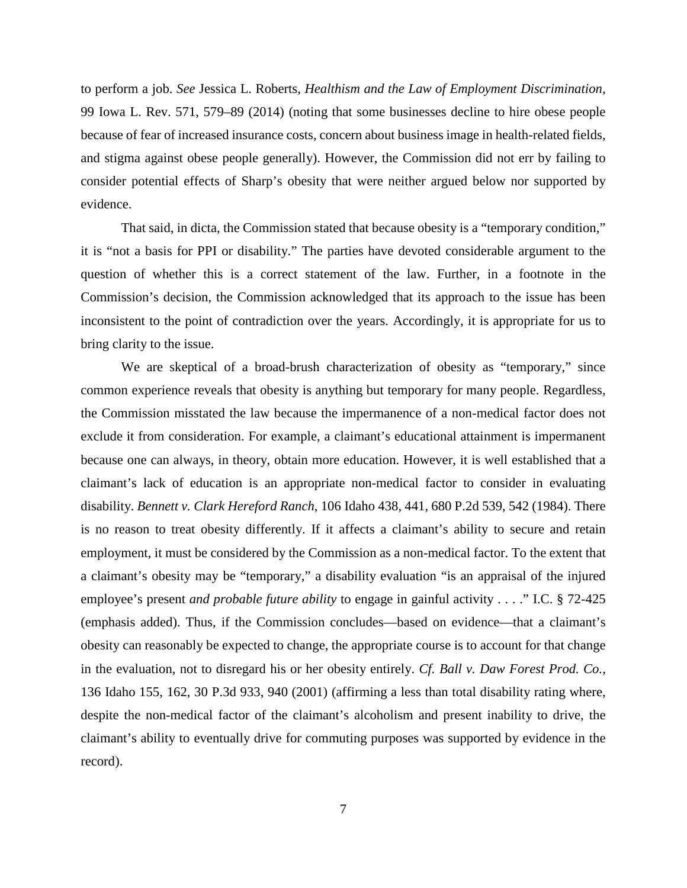to perform a job. *See* Jessica L. Roberts, *Healthism and the Law of Employment Discrimination*, 99 Iowa L. Rev. 571, 579–89 (2014) (noting that some businesses decline to hire obese people because of fear of increased insurance costs, concern about business image in health-related fields, and stigma against obese people generally). However, the Commission did not err by failing to consider potential effects of Sharp's obesity that were neither argued below nor supported by evidence.

That said, in dicta, the Commission stated that because obesity is a "temporary condition," it is "not a basis for PPI or disability." The parties have devoted considerable argument to the question of whether this is a correct statement of the law. Further, in a footnote in the Commission's decision, the Commission acknowledged that its approach to the issue has been inconsistent to the point of contradiction over the years. Accordingly, it is appropriate for us to bring clarity to the issue.

We are skeptical of a broad-brush characterization of obesity as "temporary," since common experience reveals that obesity is anything but temporary for many people. Regardless, the Commission misstated the law because the impermanence of a non-medical factor does not exclude it from consideration. For example, a claimant's educational attainment is impermanent because one can always, in theory, obtain more education. However, it is well established that a claimant's lack of education is an appropriate non-medical factor to consider in evaluating disability. *Bennett v. Clark Hereford Ranch*, 106 Idaho 438, 441, 680 P.2d 539, 542 (1984). There is no reason to treat obesity differently. If it affects a claimant's ability to secure and retain employment, it must be considered by the Commission as a non-medical factor. To the extent that a claimant's obesity may be "temporary," a disability evaluation "is an appraisal of the injured employee's present *and probable future ability* to engage in gainful activity . . . ." I.C. § 72-425 (emphasis added). Thus, if the Commission concludes—based on evidence—that a claimant's obesity can reasonably be expected to change, the appropriate course is to account for that change in the evaluation, not to disregard his or her obesity entirely. *Cf. Ball v. Daw Forest Prod. Co.*, 136 Idaho 155, 162, 30 P.3d 933, 940 (2001) (affirming a less than total disability rating where, despite the non-medical factor of the claimant's alcoholism and present inability to drive, the claimant's ability to eventually drive for commuting purposes was supported by evidence in the record).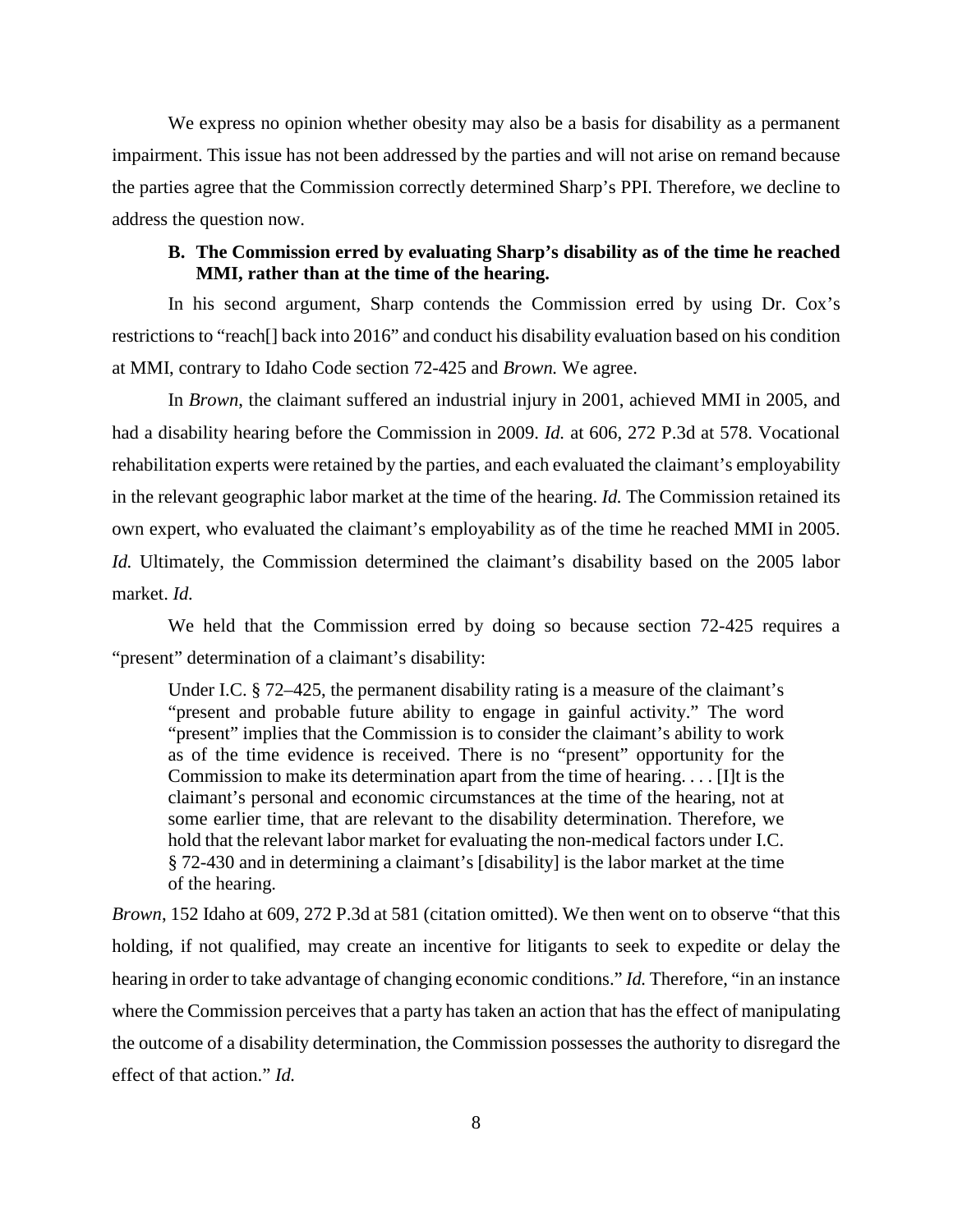We express no opinion whether obesity may also be a basis for disability as a permanent impairment. This issue has not been addressed by the parties and will not arise on remand because the parties agree that the Commission correctly determined Sharp's PPI. Therefore, we decline to address the question now.

### B. The Commission erred by evaluating Sharp's disability as of the time he reached MMI, rather than at the time of the hearing.

In his second argument, Sharp contends the Commission erred by using Dr. Cox's restrictions to "reach[] back into 2016" and conduct his disability evaluation based on his condition at MMI, contrary to Idaho Code section 72-425 and *Brown.* We agree.

In *Brown*, the claimant suffered an industrial injury in 2001, achieved MMI in 2005, and had a disability hearing before the Commission in 2009. *Id.* at 606, 272 P.3d at 578. Vocational rehabilitation experts were retained by the parties, and each evaluated the claimant's employability in the relevant geographic labor market at the time of the hearing. *Id.* The Commission retained its own expert, who evaluated the claimant's employability as of the time he reached MMI in 2005. *Id.* Ultimately, the Commission determined the claimant's disability based on the 2005 labor market. *Id.*

We held that the Commission erred by doing so because section 72-425 requires a "present" determination of a claimant's disability:

> Under I.C. § 72–425, the permanent disability rating is a measure of the claimant's "present and probable future ability to engage in gainful activity." The word "present" implies that the Commission is to consider the claimant's ability to work as of the time evidence is received. There is no "present" opportunity for the Commission to make its determination apart from the time of hearing. . . . [I]t is the claimant's personal and economic circumstances at the time of the hearing, not at some earlier time, that are relevant to the disability determination. Therefore, we hold that the relevant labor market for evaluating the non-medical factors under I.C. § 72-430 and in determining a claimant's [disability] is the labor market at the time of the hearing.

*Brown*, 152 Idaho at 609, 272 P.3d at 581 (citation omitted). We then went on to observe "that this holding, if not qualified, may create an incentive for litigants to seek to expedite or delay the hearing in order to take advantage of changing economic conditions." *Id.* Therefore, "in an instance where the Commission perceives that a party has taken an action that has the effect of manipulating the outcome of a disability determination, the Commission possesses the authority to disregard the effect of that action." *Id.*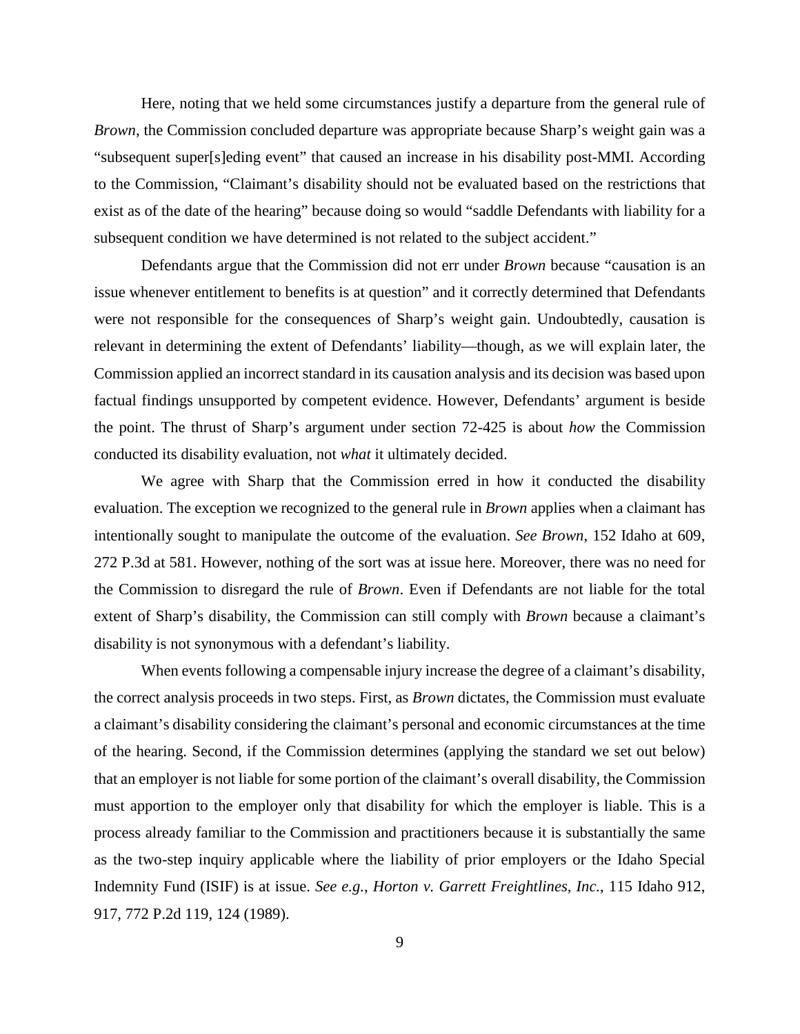Here, noting that we held some circumstances justify a departure from the general rule of *Brown*, the Commission concluded departure was appropriate because Sharp's weight gain was a "subsequent super[s]eding event" that caused an increase in his disability post-MMI. According to the Commission, "Claimant's disability should not be evaluated based on the restrictions that exist as of the date of the hearing" because doing so would "saddle Defendants with liability for a subsequent condition we have determined is not related to the subject accident."

Defendants argue that the Commission did not err under *Brown* because "causation is an issue whenever entitlement to benefits is at question" and it correctly determined that Defendants were not responsible for the consequences of Sharp's weight gain. Undoubtedly, causation is relevant in determining the extent of Defendants' liability—though, as we will explain later, the Commission applied an incorrect standard in its causation analysis and its decision was based upon factual findings unsupported by competent evidence. However, Defendants' argument is beside the point. The thrust of Sharp's argument under section 72-425 is about *how* the Commission conducted its disability evaluation, not *what* it ultimately decided.

We agree with Sharp that the Commission erred in how it conducted the disability evaluation. The exception we recognized to the general rule in *Brown* applies when a claimant has intentionally sought to manipulate the outcome of the evaluation. *See Brown*, 152 Idaho at 609, 272 P.3d at 581. However, nothing of the sort was at issue here. Moreover, there was no need for the Commission to disregard the rule of *Brown*. Even if Defendants are not liable for the total extent of Sharp's disability, the Commission can still comply with *Brown* because a claimant's disability is not synonymous with a defendant's liability.

When events following a compensable injury increase the degree of a claimant's disability, the correct analysis proceeds in two steps. First, as *Brown* dictates, the Commission must evaluate a claimant's disability considering the claimant's personal and economic circumstances at the time of the hearing. Second, if the Commission determines (applying the standard we set out below) that an employer is not liable for some portion of the claimant's overall disability, the Commission must apportion to the employer only that disability for which the employer is liable. This is a process already familiar to the Commission and practitioners because it is substantially the same as the two-step inquiry applicable where the liability of prior employers or the Idaho Special Indemnity Fund (ISIF) is at issue. *See e.g.*, *Horton v. Garrett Freightlines, Inc.*, 115 Idaho 912, 917, 772 P.2d 119, 124 (1989).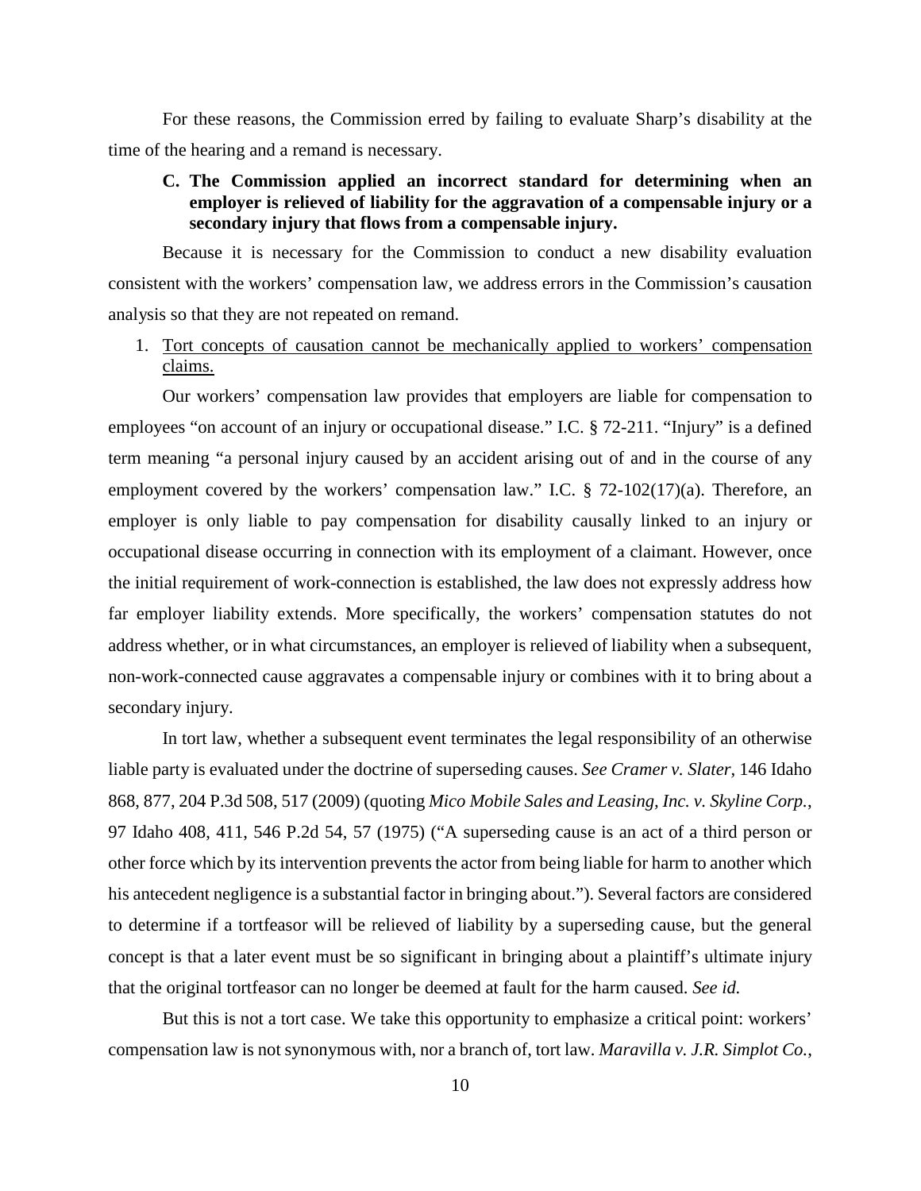For these reasons, the Commission erred by failing to evaluate Sharp's disability at the time of the hearing and a remand is necessary.

**C. The Commission applied an incorrect standard for determining when an employer is relieved of liability for the aggravation of a compensable injury or a secondary injury that flows from a compensable injury.**

Because it is necessary for the Commission to conduct a new disability evaluation consistent with the workers' compensation law, we address errors in the Commission's causation analysis so that they are not repeated on remand.

1. <u>Tort concepts of causation cannot be mechanically applied to workers' compensation claims.</u>

Our workers' compensation law provides that employers are liable for compensation to employees "on account of an injury or occupational disease." I.C. § 72-211. "Injury" is a defined term meaning "a personal injury caused by an accident arising out of and in the course of any employment covered by the workers' compensation law." I.C. § 72-102(17)(a). Therefore, an employer is only liable to pay compensation for disability causally linked to an injury or occupational disease occurring in connection with its employment of a claimant. However, once the initial requirement of work-connection is established, the law does not expressly address how far employer liability extends. More specifically, the workers' compensation statutes do not address whether, or in what circumstances, an employer is relieved of liability when a subsequent, non-work-connected cause aggravates a compensable injury or combines with it to bring about a secondary injury.

In tort law, whether a subsequent event terminates the legal responsibility of an otherwise liable party is evaluated under the doctrine of superseding causes. *See Cramer v. Slater*, 146 Idaho 868, 877, 204 P.3d 508, 517 (2009) (quoting *Mico Mobile Sales and Leasing, Inc. v. Skyline Corp.*, 97 Idaho 408, 411, 546 P.2d 54, 57 (1975) ("A superseding cause is an act of a third person or other force which by its intervention prevents the actor from being liable for harm to another which his antecedent negligence is a substantial factor in bringing about."). Several factors are considered to determine if a tortfeasor will be relieved of liability by a superseding cause, but the general concept is that a later event must be so significant in bringing about a plaintiff's ultimate injury that the original tortfeasor can no longer be deemed at fault for the harm caused. *See id.*

But this is not a tort case. We take this opportunity to emphasize a critical point: workers' compensation law is not synonymous with, nor a branch of, tort law. *Maravilla v. J.R. Simplot Co.*,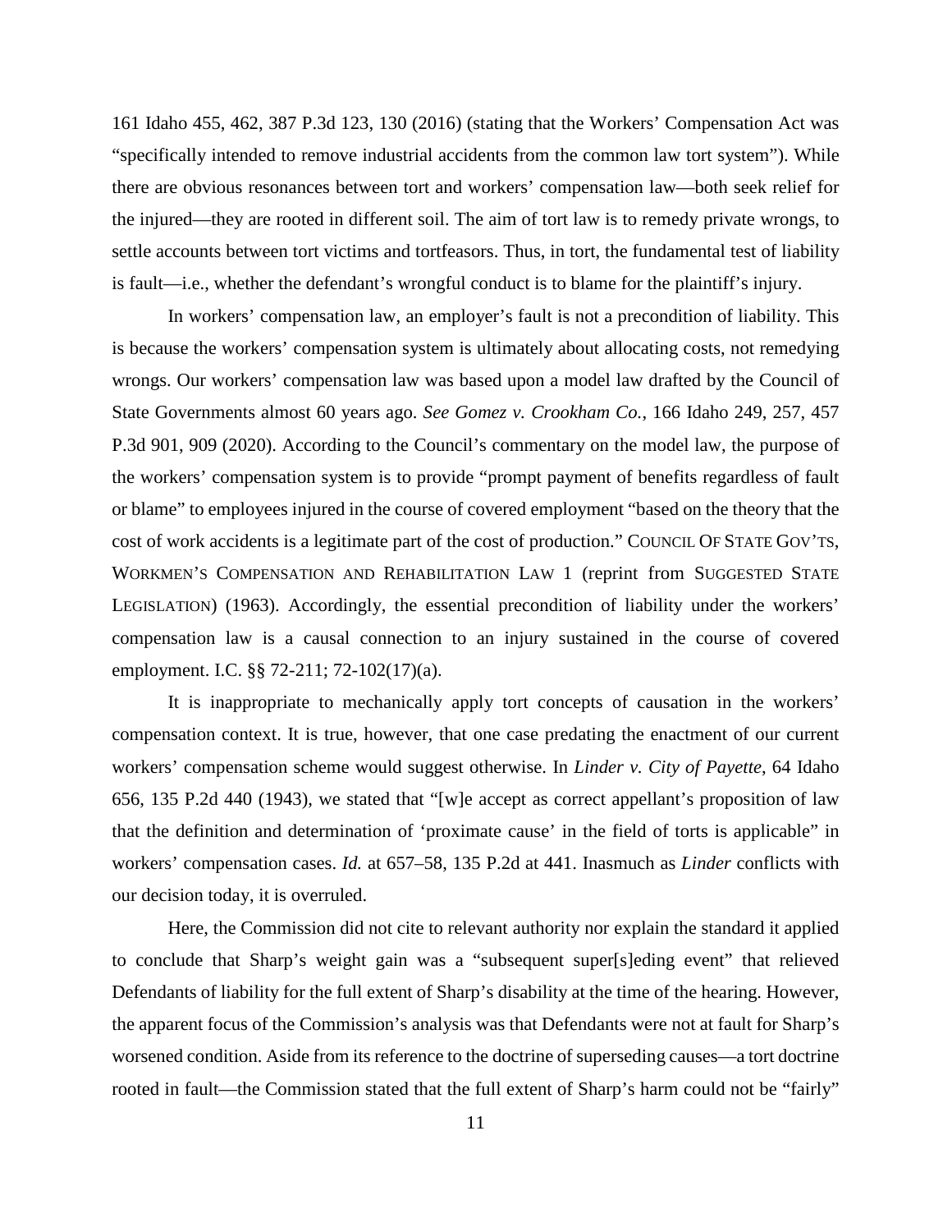161 Idaho 455, 462, 387 P.3d 123, 130 (2016) (stating that the Workers' Compensation Act was "specifically intended to remove industrial accidents from the common law tort system"). While there are obvious resonances between tort and workers' compensation law—both seek relief for the injured—they are rooted in different soil. The aim of tort law is to remedy private wrongs, to settle accounts between tort victims and tortfeasors. Thus, in tort, the fundamental test of liability is fault—i.e., whether the defendant's wrongful conduct is to blame for the plaintiff's injury.

In workers' compensation law, an employer's fault is not a precondition of liability. This is because the workers' compensation system is ultimately about allocating costs, not remedying wrongs. Our workers' compensation law was based upon a model law drafted by the Council of State Governments almost 60 years ago. *See Gomez v. Crookham Co.*, 166 Idaho 249, 257, 457 P.3d 901, 909 (2020). According to the Council's commentary on the model law, the purpose of the workers' compensation system is to provide "prompt payment of benefits regardless of fault or blame" to employees injured in the course of covered employment "based on the theory that the cost of work accidents is a legitimate part of the cost of production." COUNCIL OF STATE GOV'TS, WORKMEN'S COMPENSATION AND REHABILITATION LAW 1 (reprint from SUGGESTED STATE LEGISLATION) (1963). Accordingly, the essential precondition of liability under the workers' compensation law is a causal connection to an injury sustained in the course of covered employment. I.C. §§ 72-211; 72-102(17)(a).

It is inappropriate to mechanically apply tort concepts of causation in the workers' compensation context. It is true, however, that one case predating the enactment of our current workers' compensation scheme would suggest otherwise. In *Linder v. City of Payette*, 64 Idaho 656, 135 P.2d 440 (1943), we stated that "[w]e accept as correct appellant's proposition of law that the definition and determination of 'proximate cause' in the field of torts is applicable" in workers' compensation cases. *Id.* at 657–58, 135 P.2d at 441. Inasmuch as *Linder* conflicts with our decision today, it is overruled.

Here, the Commission did not cite to relevant authority nor explain the standard it applied to conclude that Sharp's weight gain was a "subsequent super[s]eding event" that relieved Defendants of liability for the full extent of Sharp's disability at the time of the hearing. However, the apparent focus of the Commission's analysis was that Defendants were not at fault for Sharp's worsened condition. Aside from its reference to the doctrine of superseding causes—a tort doctrine rooted in fault—the Commission stated that the full extent of Sharp's harm could not be "fairly"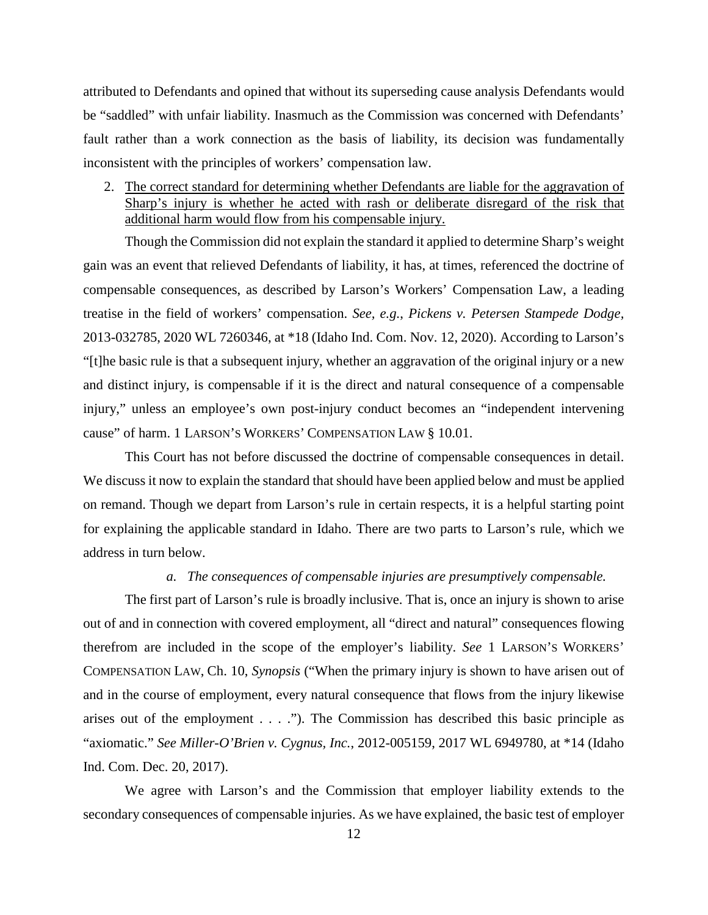attributed to Defendants and opined that without its superseding cause analysis Defendants would be "saddled" with unfair liability. Inasmuch as the Commission was concerned with Defendants' fault rather than a work connection as the basis of liability, its decision was fundamentally inconsistent with the principles of workers' compensation law.

2. <u>The correct standard for determining whether Defendants are liable for the aggravation of Sharp's injury is whether he acted with rash or deliberate disregard of the risk that additional harm would flow from his compensable injury.</u>

Though the Commission did not explain the standard it applied to determine Sharp's weight gain was an event that relieved Defendants of liability, it has, at times, referenced the doctrine of compensable consequences, as described by Larson's Workers' Compensation Law, a leading treatise in the field of workers' compensation. *See, e.g.*, *Pickens v. Petersen Stampede Dodge*, 2013-032785, 2020 WL 7260346, at *18 (Idaho Ind. Com. Nov. 12, 2020). According to Larson's "[t]he basic rule is that a subsequent injury, whether an aggravation of the original injury or a new and distinct injury, is compensable if it is the direct and natural consequence of a compensable injury," unless an employee's own post-injury conduct becomes an "independent intervening cause" of harm. 1 LARSON'S WORKERS' COMPENSATION LAW § 10.01.

This Court has not before discussed the doctrine of compensable consequences in detail. We discuss it now to explain the standard that should have been applied below and must be applied on remand. Though we depart from Larson's rule in certain respects, it is a helpful starting point for explaining the applicable standard in Idaho. There are two parts to Larson's rule, which we address in turn below.

*a. The consequences of compensable injuries are presumptively compensable.*

The first part of Larson's rule is broadly inclusive. That is, once an injury is shown to arise out of and in connection with covered employment, all "direct and natural" consequences flowing therefrom are included in the scope of the employer's liability. *See* 1 LARSON'S WORKERS' COMPENSATION LAW, Ch. 10, *Synopsis* ("When the primary injury is shown to have arisen out of and in the course of employment, every natural consequence that flows from the injury likewise arises out of the employment . . . ."). The Commission has described this basic principle as "axiomatic." *See Miller-O'Brien v. Cygnus, Inc.*, 2012-005159, 2017 WL 6949780, at *14 (Idaho Ind. Com. Dec. 20, 2017).

We agree with Larson's and the Commission that employer liability extends to the secondary consequences of compensable injuries. As we have explained, the basic test of employer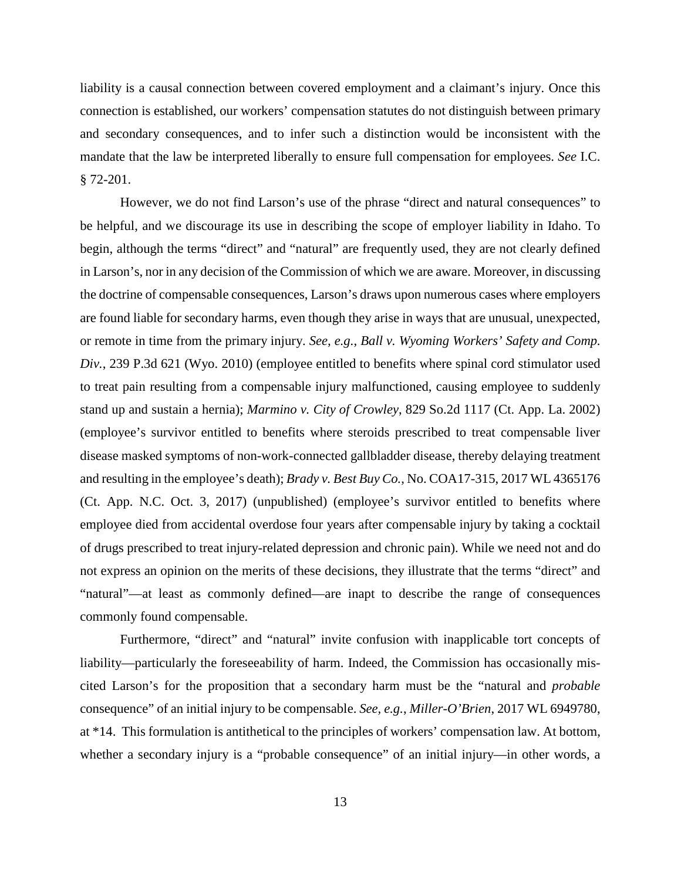liability is a causal connection between covered employment and a claimant's injury. Once this connection is established, our workers' compensation statutes do not distinguish between primary and secondary consequences, and to infer such a distinction would be inconsistent with the mandate that the law be interpreted liberally to ensure full compensation for employees. *See* I.C. § 72-201.

However, we do not find Larson's use of the phrase "direct and natural consequences" to be helpful, and we discourage its use in describing the scope of employer liability in Idaho. To begin, although the terms "direct" and "natural" are frequently used, they are not clearly defined in Larson's, nor in any decision of the Commission of which we are aware. Moreover, in discussing the doctrine of compensable consequences, Larson's draws upon numerous cases where employers are found liable for secondary harms, even though they arise in ways that are unusual, unexpected, or remote in time from the primary injury. *See, e.g.*, *Ball v. Wyoming Workers' Safety and Comp. Div.*, 239 P.3d 621 (Wyo. 2010) (employee entitled to benefits where spinal cord stimulator used to treat pain resulting from a compensable injury malfunctioned, causing employee to suddenly stand up and sustain a hernia); *Marmino v. City of Crowley*, 829 So.2d 1117 (Ct. App. La. 2002) (employee's survivor entitled to benefits where steroids prescribed to treat compensable liver disease masked symptoms of non-work-connected gallbladder disease, thereby delaying treatment and resulting in the employee's death); *Brady v. Best Buy Co.*, No. COA17-315, 2017 WL 4365176 (Ct. App. N.C. Oct. 3, 2017) (unpublished) (employee's survivor entitled to benefits where employee died from accidental overdose four years after compensable injury by taking a cocktail of drugs prescribed to treat injury-related depression and chronic pain). While we need not and do not express an opinion on the merits of these decisions, they illustrate that the terms "direct" and "natural"—at least as commonly defined—are inapt to describe the range of consequences commonly found compensable.

Furthermore, "direct" and "natural" invite confusion with inapplicable tort concepts of liability—particularly the foreseeability of harm. Indeed, the Commission has occasionally mis-cited Larson's for the proposition that a secondary harm must be the "natural and *probable* consequence" of an initial injury to be compensable. *See, e.g.*, *Miller-O'Brien*, 2017 WL 6949780, at *14. This formulation is antithetical to the principles of workers' compensation law. At bottom, whether a secondary injury is a "probable consequence" of an initial injury—in other words, a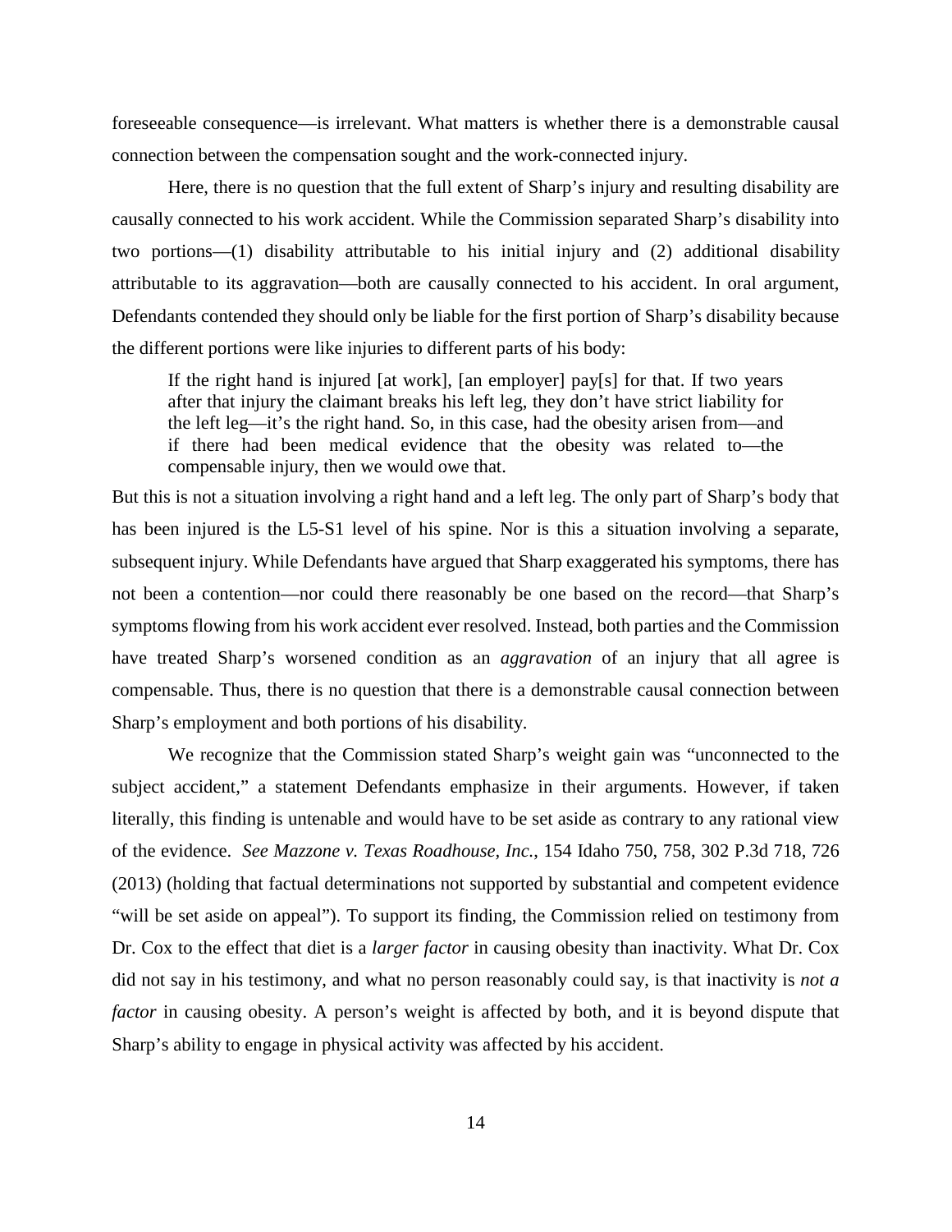foreseeable consequence—is irrelevant. What matters is whether there is a demonstrable causal connection between the compensation sought and the work-connected injury.

Here, there is no question that the full extent of Sharp's injury and resulting disability are causally connected to his work accident. While the Commission separated Sharp's disability into two portions—(1) disability attributable to his initial injury and (2) additional disability attributable to its aggravation—both are causally connected to his accident. In oral argument, Defendants contended they should only be liable for the first portion of Sharp's disability because the different portions were like injuries to different parts of his body:

> If the right hand is injured [at work], [an employer] pay[s] for that. If two years after that injury the claimant breaks his left leg, they don't have strict liability for the left leg—it's the right hand. So, in this case, had the obesity arisen from—and if there had been medical evidence that the obesity was related to—the compensable injury, then we would owe that.

But this is not a situation involving a right hand and a left leg. The only part of Sharp's body that has been injured is the L5-S1 level of his spine. Nor is this a situation involving a separate, subsequent injury. While Defendants have argued that Sharp exaggerated his symptoms, there has not been a contention—nor could there reasonably be one based on the record—that Sharp's symptoms flowing from his work accident ever resolved. Instead, both parties and the Commission have treated Sharp's worsened condition as an *aggravation* of an injury that all agree is compensable. Thus, there is no question that there is a demonstrable causal connection between Sharp's employment and both portions of his disability.

We recognize that the Commission stated Sharp's weight gain was "unconnected to the subject accident," a statement Defendants emphasize in their arguments. However, if taken literally, this finding is untenable and would have to be set aside as contrary to any rational view of the evidence. *See Mazzone v. Texas Roadhouse, Inc.*, 154 Idaho 750, 758, 302 P.3d 718, 726 (2013) (holding that factual determinations not supported by substantial and competent evidence "will be set aside on appeal"). To support its finding, the Commission relied on testimony from Dr. Cox to the effect that diet is a *larger factor* in causing obesity than inactivity. What Dr. Cox did not say in his testimony, and what no person reasonably could say, is that inactivity is *not a factor* in causing obesity. A person's weight is affected by both, and it is beyond dispute that Sharp's ability to engage in physical activity was affected by his accident.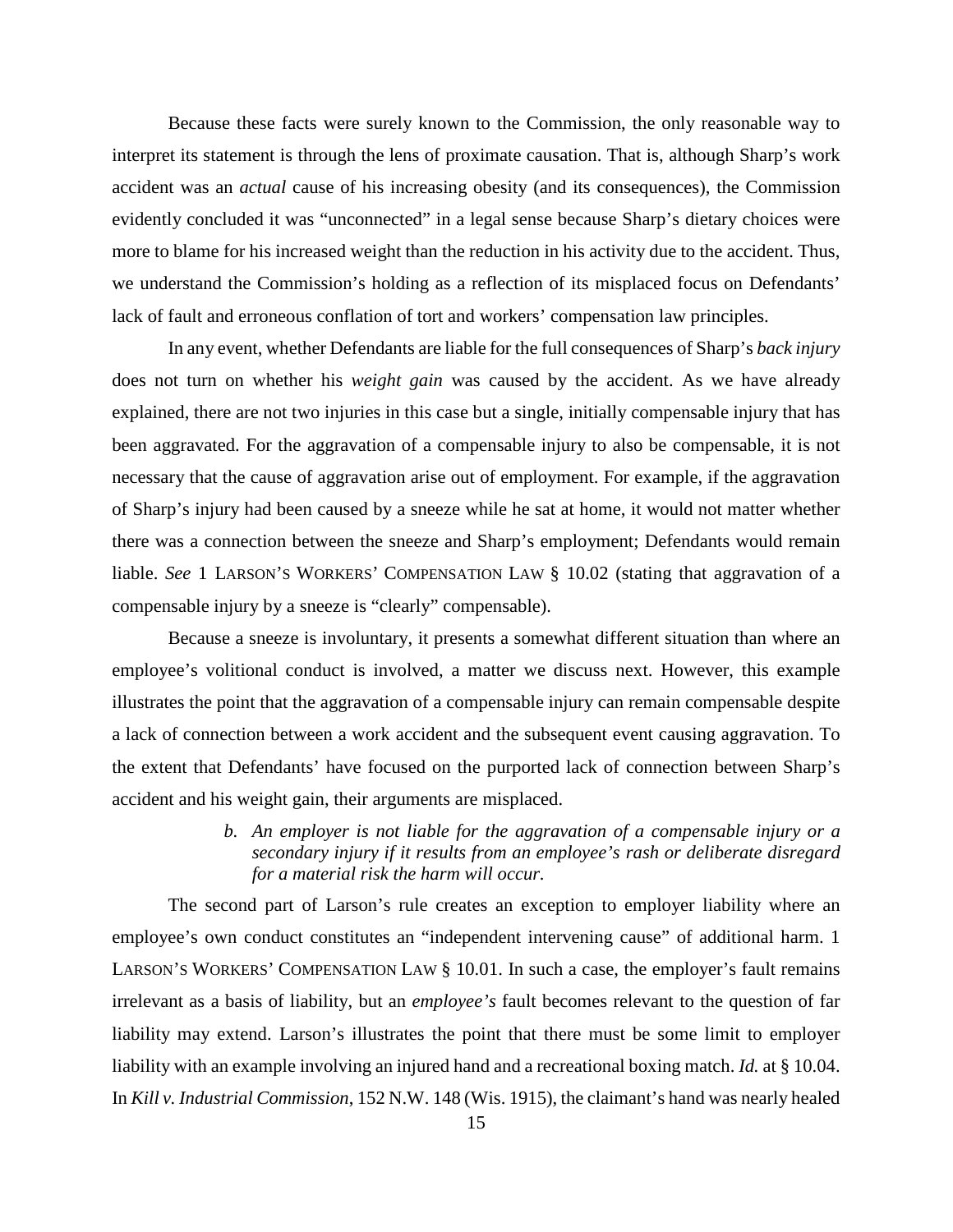Because these facts were surely known to the Commission, the only reasonable way to interpret its statement is through the lens of proximate causation. That is, although Sharp's work accident was an *actual* cause of his increasing obesity (and its consequences), the Commission evidently concluded it was "unconnected" in a legal sense because Sharp's dietary choices were more to blame for his increased weight than the reduction in his activity due to the accident. Thus, we understand the Commission's holding as a reflection of its misplaced focus on Defendants' lack of fault and erroneous conflation of tort and workers' compensation law principles.

In any event, whether Defendants are liable for the full consequences of Sharp's *back injury* does not turn on whether his *weight gain* was caused by the accident. As we have already explained, there are not two injuries in this case but a single, initially compensable injury that has been aggravated. For the aggravation of a compensable injury to also be compensable, it is not necessary that the cause of aggravation arise out of employment. For example, if the aggravation of Sharp's injury had been caused by a sneeze while he sat at home, it would not matter whether there was a connection between the sneeze and Sharp's employment; Defendants would remain liable. *See* 1 LARSON'S WORKERS' COMPENSATION LAW § 10.02 (stating that aggravation of a compensable injury by a sneeze is "clearly" compensable).

Because a sneeze is involuntary, it presents a somewhat different situation than where an employee's volitional conduct is involved, a matter we discuss next. However, this example illustrates the point that the aggravation of a compensable injury can remain compensable despite a lack of connection between a work accident and the subsequent event causing aggravation. To the extent that Defendants' have focused on the purported lack of connection between Sharp's accident and his weight gain, their arguments are misplaced.

*b. An employer is not liable for the aggravation of a compensable injury or a secondary injury if it results from an employee's rash or deliberate disregard for a material risk the harm will occur.*

The second part of Larson's rule creates an exception to employer liability where an employee's own conduct constitutes an "independent intervening cause" of additional harm. 1 LARSON'S WORKERS' COMPENSATION LAW § 10.01. In such a case, the employer's fault remains irrelevant as a basis of liability, but an *employee's* fault becomes relevant to the question of far liability may extend. Larson's illustrates the point that there must be some limit to employer liability with an example involving an injured hand and a recreational boxing match. *Id.* at § 10.04. In *Kill v. Industrial Commission*, 152 N.W. 148 (Wis. 1915), the claimant's hand was nearly healed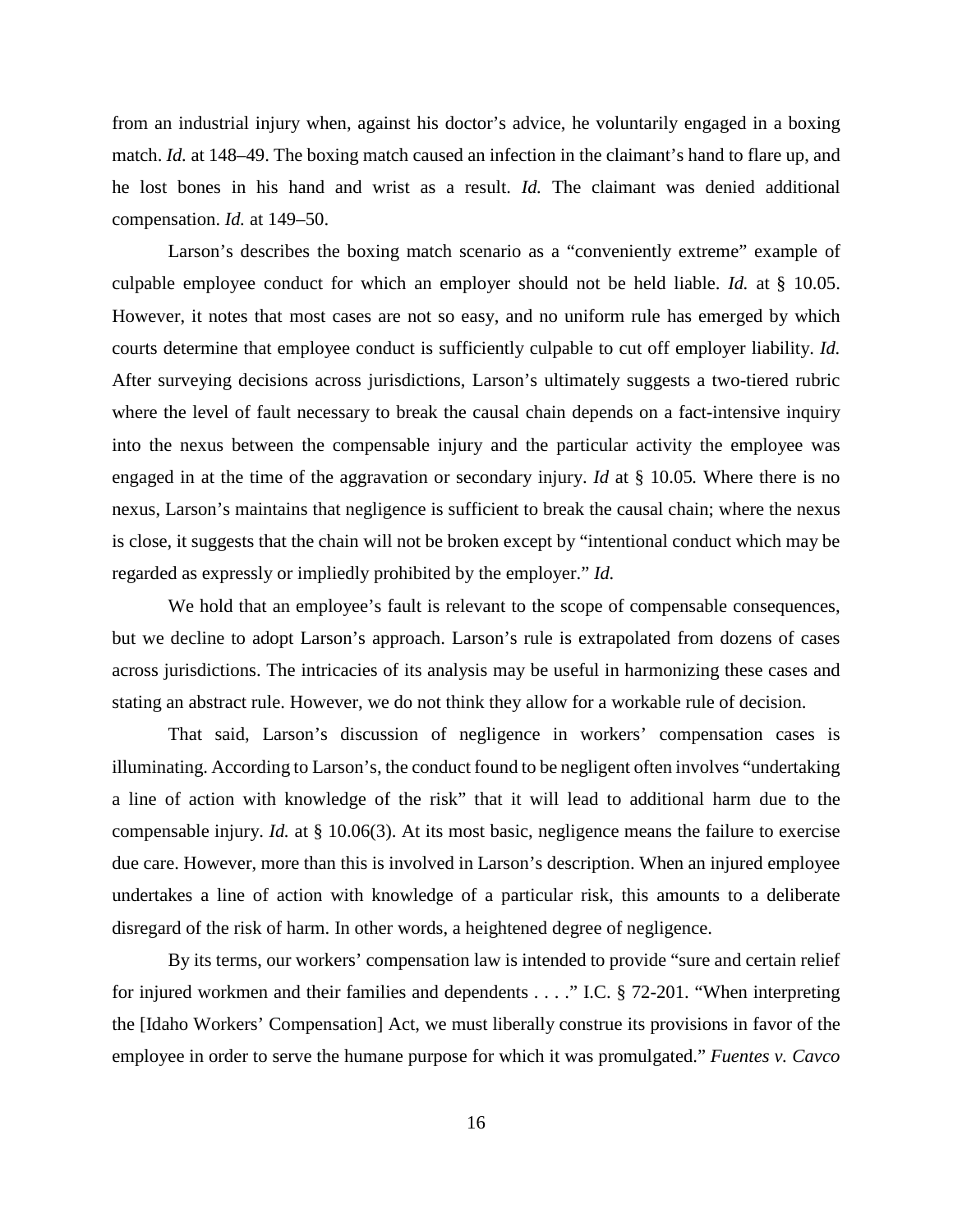from an industrial injury when, against his doctor's advice, he voluntarily engaged in a boxing match. *Id.* at 148–49. The boxing match caused an infection in the claimant's hand to flare up, and he lost bones in his hand and wrist as a result. *Id.* The claimant was denied additional compensation. *Id.* at 149–50.

Larson's describes the boxing match scenario as a "conveniently extreme" example of culpable employee conduct for which an employer should not be held liable. *Id.* at § 10.05. However, it notes that most cases are not so easy, and no uniform rule has emerged by which courts determine that employee conduct is sufficiently culpable to cut off employer liability. *Id.* After surveying decisions across jurisdictions, Larson's ultimately suggests a two-tiered rubric where the level of fault necessary to break the causal chain depends on a fact-intensive inquiry into the nexus between the compensable injury and the particular activity the employee was engaged in at the time of the aggravation or secondary injury. *Id* at § 10.05*.* Where there is no nexus, Larson's maintains that negligence is sufficient to break the causal chain; where the nexus is close, it suggests that the chain will not be broken except by "intentional conduct which may be regarded as expressly or impliedly prohibited by the employer." *Id.*

We hold that an employee's fault is relevant to the scope of compensable consequences, but we decline to adopt Larson's approach. Larson's rule is extrapolated from dozens of cases across jurisdictions. The intricacies of its analysis may be useful in harmonizing these cases and stating an abstract rule. However, we do not think they allow for a workable rule of decision.

That said, Larson's discussion of negligence in workers' compensation cases is illuminating. According to Larson's, the conduct found to be negligent often involves "undertaking a line of action with knowledge of the risk" that it will lead to additional harm due to the compensable injury. *Id.* at § 10.06(3). At its most basic, negligence means the failure to exercise due care. However, more than this is involved in Larson's description. When an injured employee undertakes a line of action with knowledge of a particular risk, this amounts to a deliberate disregard of the risk of harm. In other words, a heightened degree of negligence.

By its terms, our workers' compensation law is intended to provide "sure and certain relief for injured workmen and their families and dependents . . . ." I.C. § 72-201. "When interpreting the [Idaho Workers' Compensation] Act, we must liberally construe its provisions in favor of the employee in order to serve the humane purpose for which it was promulgated." *Fuentes v. Cavco*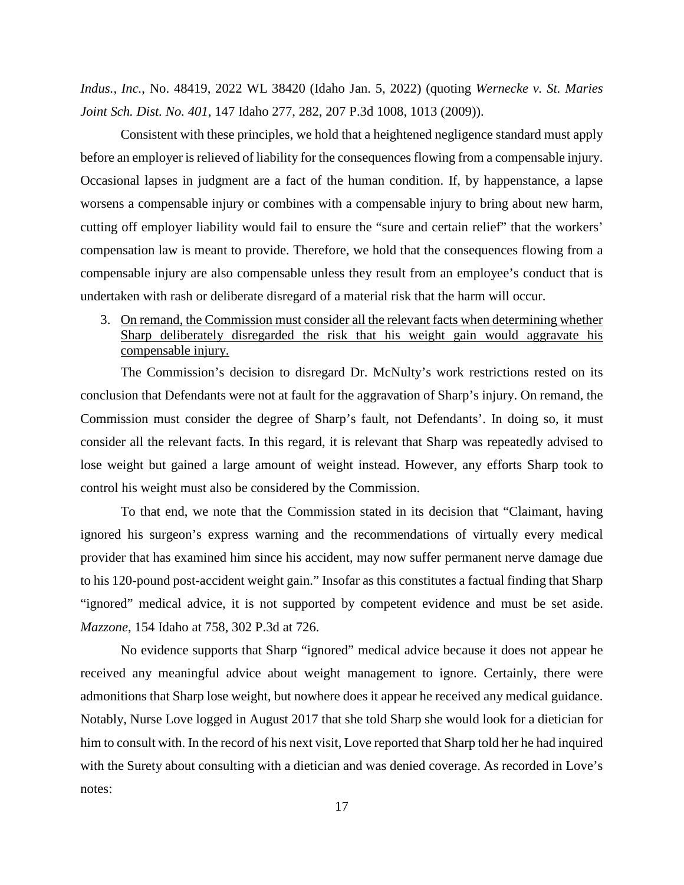*Indus., Inc.*, No. 48419, 2022 WL 38420 (Idaho Jan. 5, 2022) (quoting *Wernecke v. St. Maries Joint Sch. Dist. No. 401*, 147 Idaho 277, 282, 207 P.3d 1008, 1013 (2009)).

Consistent with these principles, we hold that a heightened negligence standard must apply before an employer is relieved of liability for the consequences flowing from a compensable injury. Occasional lapses in judgment are a fact of the human condition. If, by happenstance, a lapse worsens a compensable injury or combines with a compensable injury to bring about new harm, cutting off employer liability would fail to ensure the "sure and certain relief" that the workers' compensation law is meant to provide. Therefore, we hold that the consequences flowing from a compensable injury are also compensable unless they result from an employee's conduct that is undertaken with rash or deliberate disregard of a material risk that the harm will occur.

3. <u>On remand, the Commission must consider all the relevant facts when determining whether Sharp deliberately disregarded the risk that his weight gain would aggravate his compensable injury.</u>

The Commission's decision to disregard Dr. McNulty's work restrictions rested on its conclusion that Defendants were not at fault for the aggravation of Sharp's injury. On remand, the Commission must consider the degree of Sharp's fault, not Defendants'. In doing so, it must consider all the relevant facts. In this regard, it is relevant that Sharp was repeatedly advised to lose weight but gained a large amount of weight instead. However, any efforts Sharp took to control his weight must also be considered by the Commission.

To that end, we note that the Commission stated in its decision that "Claimant, having ignored his surgeon's express warning and the recommendations of virtually every medical provider that has examined him since his accident, may now suffer permanent nerve damage due to his 120-pound post-accident weight gain." Insofar as this constitutes a factual finding that Sharp "ignored" medical advice, it is not supported by competent evidence and must be set aside. *Mazzone*, 154 Idaho at 758, 302 P.3d at 726.

No evidence supports that Sharp "ignored" medical advice because it does not appear he received any meaningful advice about weight management to ignore. Certainly, there were admonitions that Sharp lose weight, but nowhere does it appear he received any medical guidance. Notably, Nurse Love logged in August 2017 that she told Sharp she would look for a dietician for him to consult with. In the record of his next visit, Love reported that Sharp told her he had inquired with the Surety about consulting with a dietician and was denied coverage. As recorded in Love's notes: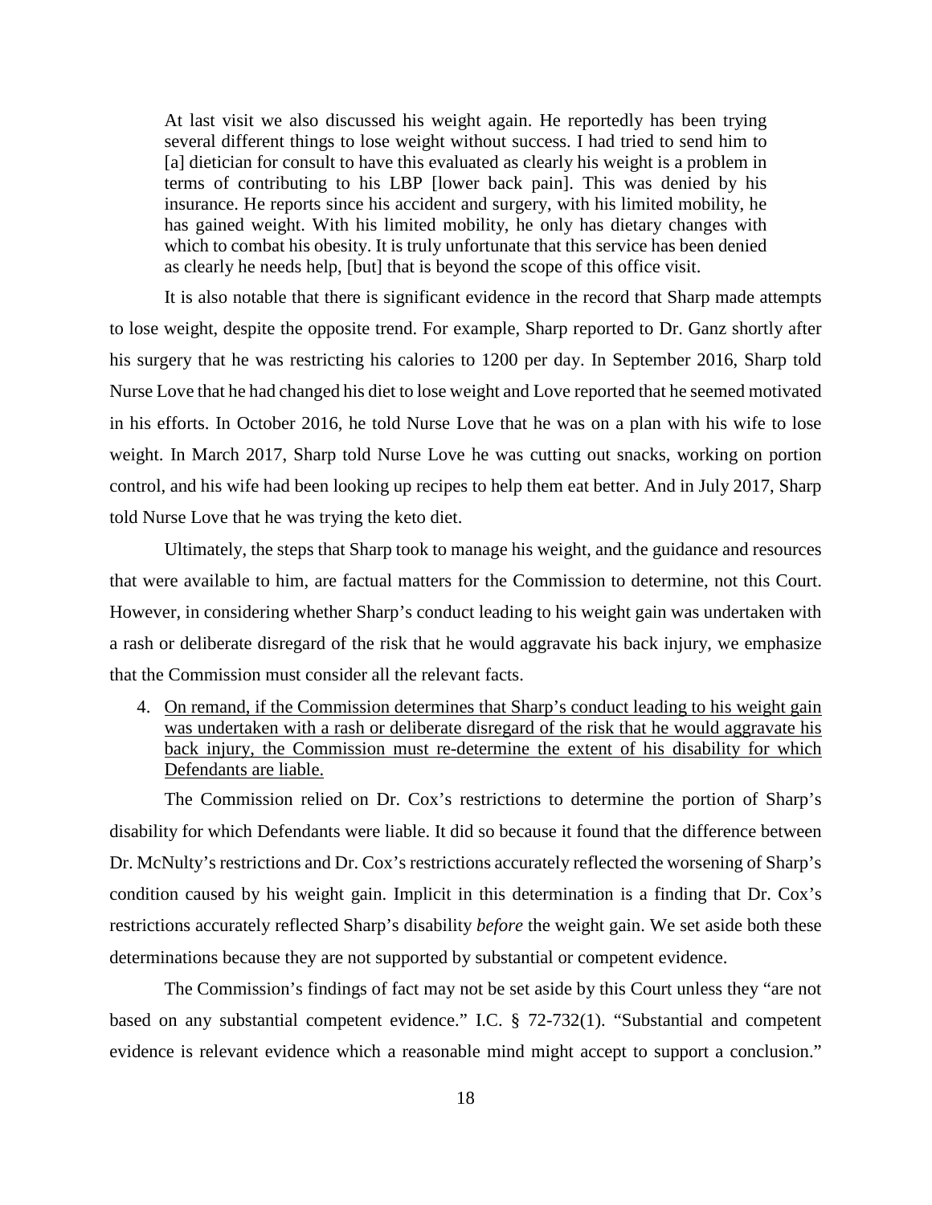> At last visit we also discussed his weight again. He reportedly has been trying several different things to lose weight without success. I had tried to send him to [a] dietician for consult to have this evaluated as clearly his weight is a problem in terms of contributing to his LBP [lower back pain]. This was denied by his insurance. He reports since his accident and surgery, with his limited mobility, he has gained weight. With his limited mobility, he only has dietary changes with which to combat his obesity. It is truly unfortunate that this service has been denied as clearly he needs help, [but] that is beyond the scope of this office visit.

It is also notable that there is significant evidence in the record that Sharp made attempts to lose weight, despite the opposite trend. For example, Sharp reported to Dr. Ganz shortly after his surgery that he was restricting his calories to 1200 per day. In September 2016, Sharp told Nurse Love that he had changed his diet to lose weight and Love reported that he seemed motivated in his efforts. In October 2016, he told Nurse Love that he was on a plan with his wife to lose weight. In March 2017, Sharp told Nurse Love he was cutting out snacks, working on portion control, and his wife had been looking up recipes to help them eat better. And in July 2017, Sharp told Nurse Love that he was trying the keto diet.

Ultimately, the steps that Sharp took to manage his weight, and the guidance and resources that were available to him, are factual matters for the Commission to determine, not this Court. However, in considering whether Sharp's conduct leading to his weight gain was undertaken with a rash or deliberate disregard of the risk that he would aggravate his back injury, we emphasize that the Commission must consider all the relevant facts.

4. <u>On remand, if the Commission determines that Sharp's conduct leading to his weight gain was undertaken with a rash or deliberate disregard of the risk that he would aggravate his back injury, the Commission must re-determine the extent of his disability for which Defendants are liable.</u>

The Commission relied on Dr. Cox's restrictions to determine the portion of Sharp's disability for which Defendants were liable. It did so because it found that the difference between Dr. McNulty's restrictions and Dr. Cox's restrictions accurately reflected the worsening of Sharp's condition caused by his weight gain. Implicit in this determination is a finding that Dr. Cox's restrictions accurately reflected Sharp's disability *before* the weight gain. We set aside both these determinations because they are not supported by substantial or competent evidence.

The Commission's findings of fact may not be set aside by this Court unless they "are not based on any substantial competent evidence." I.C. § 72-732(1). "Substantial and competent evidence is relevant evidence which a reasonable mind might accept to support a conclusion."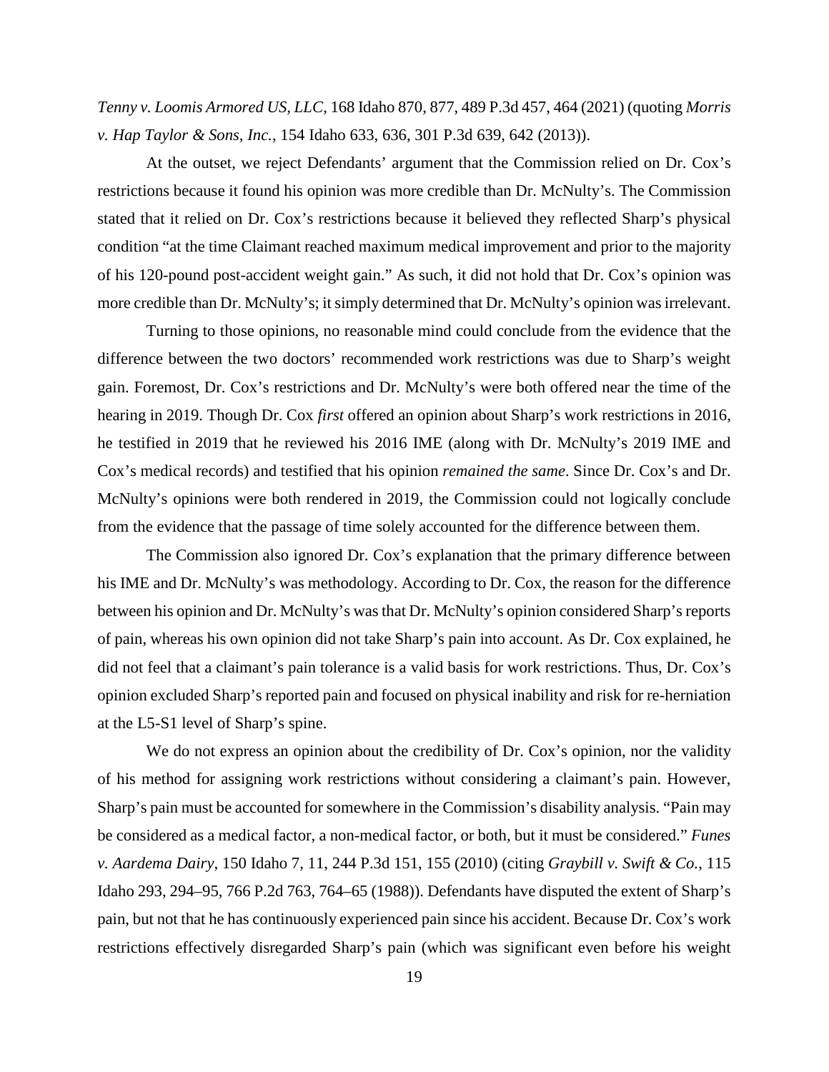*Tenny v. Loomis Armored US, LLC*, 168 Idaho 870, 877, 489 P.3d 457, 464 (2021) (quoting *Morris v. Hap Taylor & Sons, Inc.*, 154 Idaho 633, 636, 301 P.3d 639, 642 (2013)).

At the outset, we reject Defendants' argument that the Commission relied on Dr. Cox's restrictions because it found his opinion was more credible than Dr. McNulty's. The Commission stated that it relied on Dr. Cox's restrictions because it believed they reflected Sharp's physical condition "at the time Claimant reached maximum medical improvement and prior to the majority of his 120-pound post-accident weight gain." As such, it did not hold that Dr. Cox's opinion was more credible than Dr. McNulty's; it simply determined that Dr. McNulty's opinion was irrelevant.

Turning to those opinions, no reasonable mind could conclude from the evidence that the difference between the two doctors' recommended work restrictions was due to Sharp's weight gain. Foremost, Dr. Cox's restrictions and Dr. McNulty's were both offered near the time of the hearing in 2019. Though Dr. Cox *first* offered an opinion about Sharp's work restrictions in 2016, he testified in 2019 that he reviewed his 2016 IME (along with Dr. McNulty's 2019 IME and Cox's medical records) and testified that his opinion *remained the same*. Since Dr. Cox's and Dr. McNulty's opinions were both rendered in 2019, the Commission could not logically conclude from the evidence that the passage of time solely accounted for the difference between them.

The Commission also ignored Dr. Cox's explanation that the primary difference between his IME and Dr. McNulty's was methodology. According to Dr. Cox, the reason for the difference between his opinion and Dr. McNulty's was that Dr. McNulty's opinion considered Sharp's reports of pain, whereas his own opinion did not take Sharp's pain into account. As Dr. Cox explained, he did not feel that a claimant's pain tolerance is a valid basis for work restrictions. Thus, Dr. Cox's opinion excluded Sharp's reported pain and focused on physical inability and risk for re-herniation at the L5-S1 level of Sharp's spine.

We do not express an opinion about the credibility of Dr. Cox's opinion, nor the validity of his method for assigning work restrictions without considering a claimant's pain. However, Sharp's pain must be accounted for somewhere in the Commission's disability analysis. "Pain may be considered as a medical factor, a non-medical factor, or both, but it must be considered." *Funes v. Aardema Dairy*, 150 Idaho 7, 11, 244 P.3d 151, 155 (2010) (citing *Graybill v. Swift & Co.*, 115 Idaho 293, 294–95, 766 P.2d 763, 764–65 (1988)). Defendants have disputed the extent of Sharp's pain, but not that he has continuously experienced pain since his accident. Because Dr. Cox's work restrictions effectively disregarded Sharp's pain (which was significant even before his weight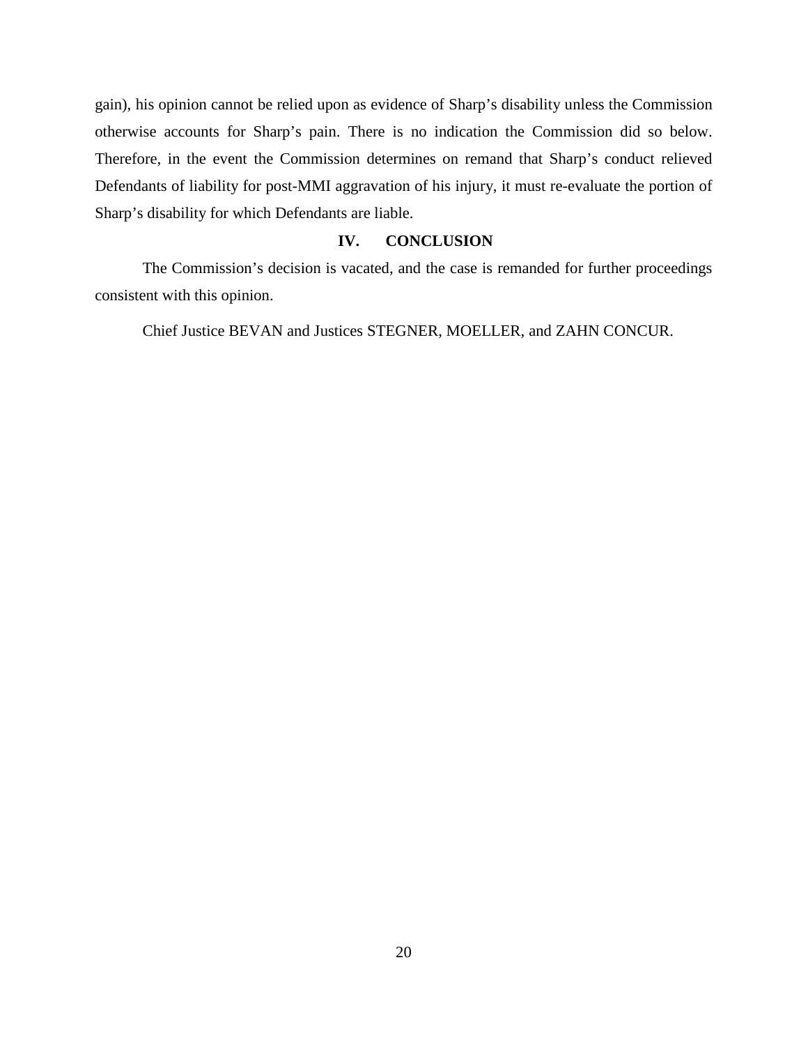gain), his opinion cannot be relied upon as evidence of Sharp's disability unless the Commission otherwise accounts for Sharp's pain. There is no indication the Commission did so below. Therefore, in the event the Commission determines on remand that Sharp's conduct relieved Defendants of liability for post-MMI aggravation of his injury, it must re-evaluate the portion of Sharp's disability for which Defendants are liable.

## IV. CONCLUSION

The Commission's decision is vacated, and the case is remanded for further proceedings consistent with this opinion.

Chief Justice BEVAN and Justices STEGNER, MOELLER, and ZAHN CONCUR.